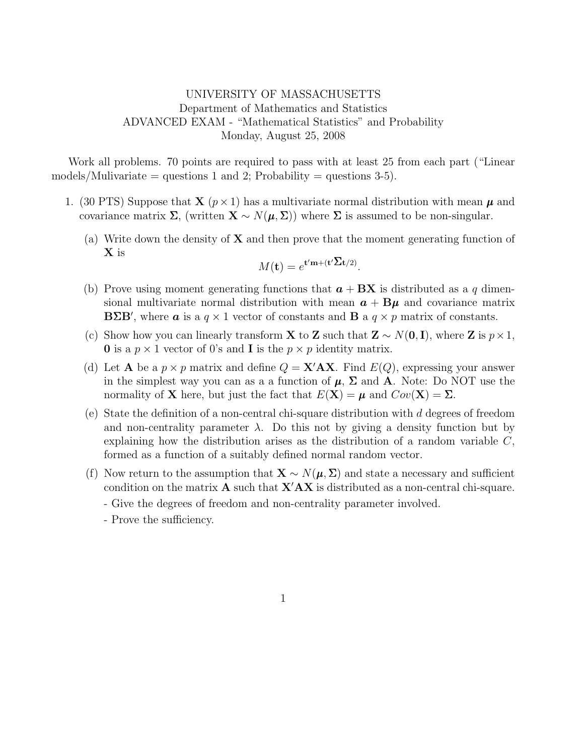UNIVERSITY OF MASSACHUSETTS
Department of Mathematics and Statistics
ADVANCED EXAM - "Mathematical Statistics" and Probability
Monday, August 25, 2008

Work all problems. 70 points are required to pass with at least 25 from each part ("Linear models/Mulivariate = questions 1 and 2; Probability = questions 3-5).

1. (30 PTS) Suppose that $\mathbf{X}$ ($p \times 1$) has a multivariate normal distribution with mean $\boldsymbol{\mu}$ and covariance matrix $\boldsymbol{\Sigma}$, (written $\mathbf{X} \sim N(\boldsymbol{\mu}, \boldsymbol{\Sigma})$) where $\boldsymbol{\Sigma}$ is assumed to be non-singular.

   (a) Write down the density of $\mathbf{X}$ and then prove that the moment generating function of $\mathbf{X}$ is
   $$M(\mathbf{t}) = e^{\mathbf{t}'\mathbf{m} + (\mathbf{t}'\boldsymbol{\Sigma}\mathbf{t}/2)}.$$

   (b) Prove using moment generating functions that $\boldsymbol{a} + \mathbf{B}\mathbf{X}$ is distributed as a $q$ dimensional multivariate normal distribution with mean $\boldsymbol{a} + \mathbf{B}\boldsymbol{\mu}$ and covariance matrix $\mathbf{B}\boldsymbol{\Sigma}\mathbf{B}'$, where $\boldsymbol{a}$ is a $q \times 1$ vector of constants and $\mathbf{B}$ a $q \times p$ matrix of constants.

   (c) Show how you can linearly transform $\mathbf{X}$ to $\mathbf{Z}$ such that $\mathbf{Z} \sim N(\mathbf{0}, \mathbf{I})$, where $\mathbf{Z}$ is $p \times 1$, $\mathbf{0}$ is a $p \times 1$ vector of 0's and $\mathbf{I}$ is the $p \times p$ identity matrix.

   (d) Let $\mathbf{A}$ be a $p \times p$ matrix and define $Q = \mathbf{X}'\mathbf{A}\mathbf{X}$. Find $E(Q)$, expressing your answer in the simplest way you can as a a function of $\boldsymbol{\mu}$, $\boldsymbol{\Sigma}$ and $\mathbf{A}$. Note: Do NOT use the normality of $\mathbf{X}$ here, but just the fact that $E(\mathbf{X}) = \boldsymbol{\mu}$ and $Cov(\mathbf{X}) = \boldsymbol{\Sigma}$.

   (e) State the definition of a non-central chi-square distribution with $d$ degrees of freedom and non-centrality parameter $\lambda$. Do this not by giving a density function but by explaining how the distribution arises as the distribution of a random variable $C$, formed as a function of a suitably defined normal random vector.

   (f) Now return to the assumption that $\mathbf{X} \sim N(\boldsymbol{\mu}, \boldsymbol{\Sigma})$ and state a necessary and sufficient condition on the matrix $\mathbf{A}$ such that $\mathbf{X}'\mathbf{A}\mathbf{X}$ is distributed as a non-central chi-square.

   - Give the degrees of freedom and non-centrality parameter involved.

   - Prove the sufficiency.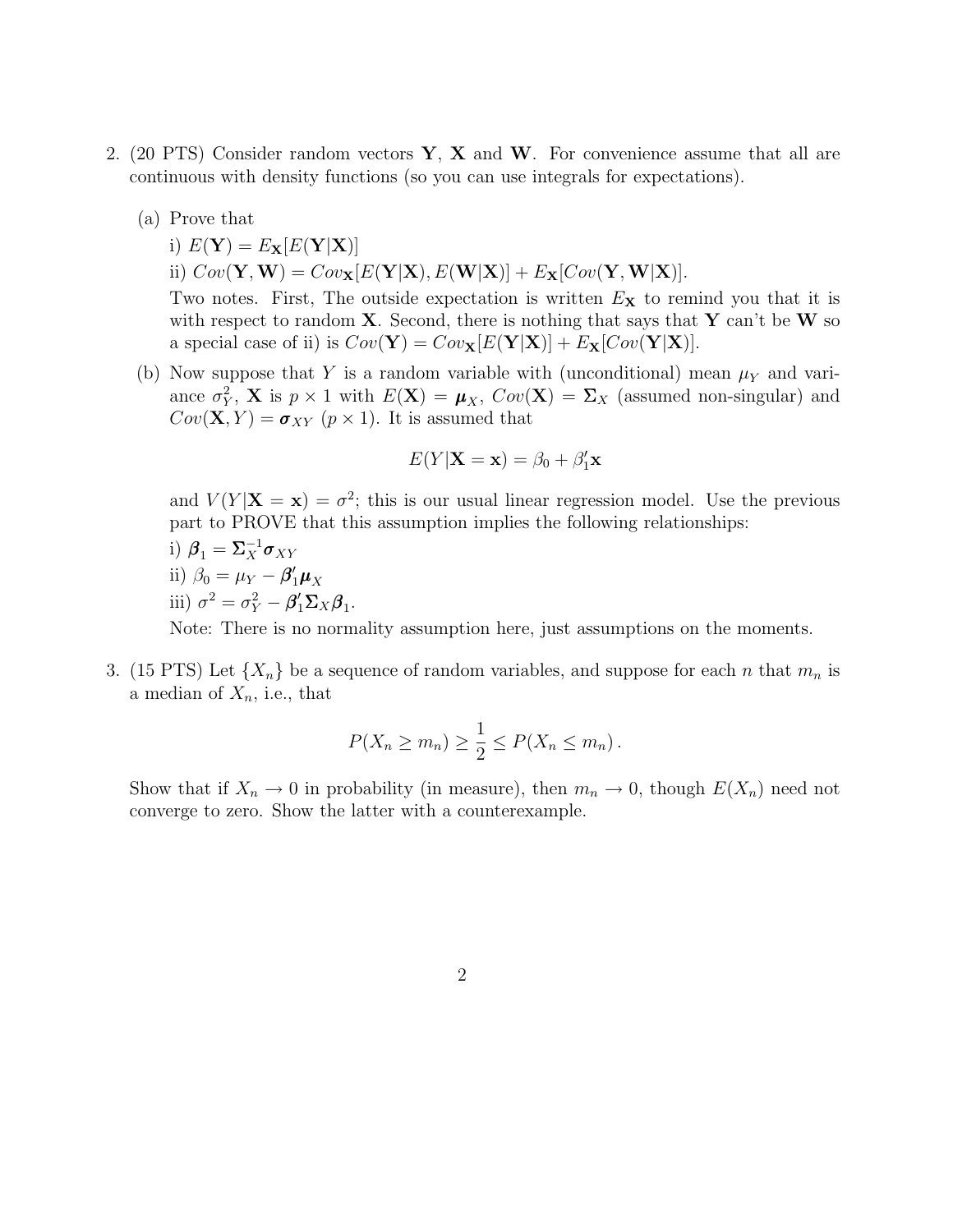2. (20 PTS) Consider random vectors $\mathbf{Y}$, $\mathbf{X}$ and $\mathbf{W}$. For convenience assume that all are continuous with density functions (so you can use integrals for expectations).

   (a) Prove that

   i) $E(\mathbf{Y}) = E_{\mathbf{X}}[E(\mathbf{Y}|\mathbf{X})]$

   ii) $Cov(\mathbf{Y}, \mathbf{W}) = Cov_{\mathbf{X}}[E(\mathbf{Y}|\mathbf{X}), E(\mathbf{W}|\mathbf{X})] + E_{\mathbf{X}}[Cov(\mathbf{Y}, \mathbf{W}|\mathbf{X})]$.

   Two notes. First, The outside expectation is written $E_{\mathbf{X}}$ to remind you that it is with respect to random $\mathbf{X}$. Second, there is nothing that says that $\mathbf{Y}$ can't be $\mathbf{W}$ so a special case of ii) is $Cov(\mathbf{Y}) = Cov_{\mathbf{X}}[E(\mathbf{Y}|\mathbf{X})] + E_{\mathbf{X}}[Cov(\mathbf{Y}|\mathbf{X})]$.

   (b) Now suppose that $Y$ is a random variable with (unconditional) mean $\mu_Y$ and variance $\sigma_Y^2$, $\mathbf{X}$ is $p \times 1$ with $E(\mathbf{X}) = \boldsymbol{\mu}_X$, $Cov(\mathbf{X}) = \boldsymbol{\Sigma}_X$ (assumed non-singular) and $Cov(\mathbf{X}, Y) = \boldsymbol{\sigma}_{XY}$ ($p \times 1$). It is assumed that

   $$E(Y|\mathbf{X} = \mathbf{x}) = \beta_0 + \beta_1'\mathbf{x}$$

   and $V(Y|\mathbf{X} = \mathbf{x}) = \sigma^2$; this is our usual linear regression model. Use the previous part to PROVE that this assumption implies the following relationships:

   i) $\boldsymbol{\beta}_1 = \boldsymbol{\Sigma}_X^{-1}\boldsymbol{\sigma}_{XY}$

   ii) $\beta_0 = \mu_Y - \boldsymbol{\beta}_1'\boldsymbol{\mu}_X$

   iii) $\sigma^2 = \sigma_Y^2 - \boldsymbol{\beta}_1'\boldsymbol{\Sigma}_X\boldsymbol{\beta}_1$.

   Note: There is no normality assumption here, just assumptions on the moments.

3. (15 PTS) Let $\{X_n\}$ be a sequence of random variables, and suppose for each $n$ that $m_n$ is a median of $X_n$, i.e., that

   $$P(X_n \geq m_n) \geq \frac{1}{2} \leq P(X_n \leq m_n).$$

   Show that if $X_n \to 0$ in probability (in measure), then $m_n \to 0$, though $E(X_n)$ need not converge to zero. Show the latter with a counterexample.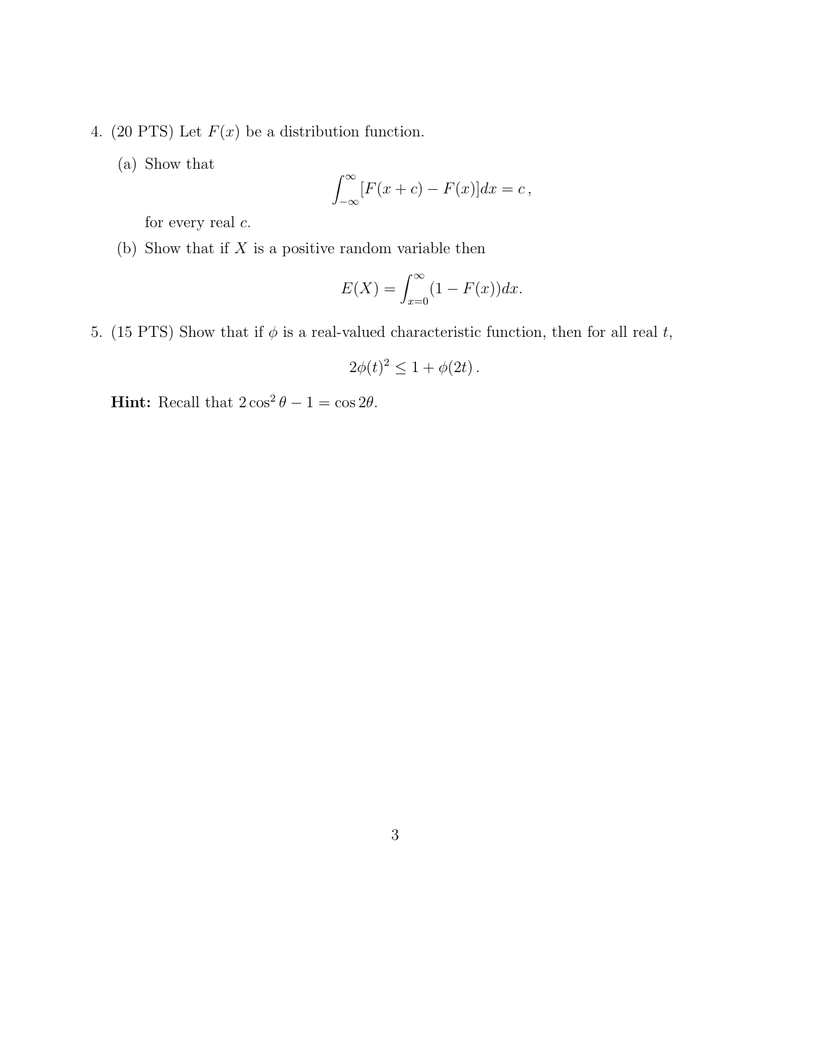4. (20 PTS) Let $F(x)$ be a distribution function.

   (a) Show that

   $$\int_{-\infty}^{\infty} [F(x+c) - F(x)]dx = c\,,$$

   for every real $c$.

   (b) Show that if $X$ is a positive random variable then

   $$E(X) = \int_{x=0}^{\infty} (1 - F(x))dx.$$

5. (15 PTS) Show that if $\phi$ is a real-valued characteristic function, then for all real $t$,

   $$2\phi(t)^2 \leq 1 + \phi(2t)\,.$$

   **Hint:** Recall that $2\cos^2\theta - 1 = \cos 2\theta$.